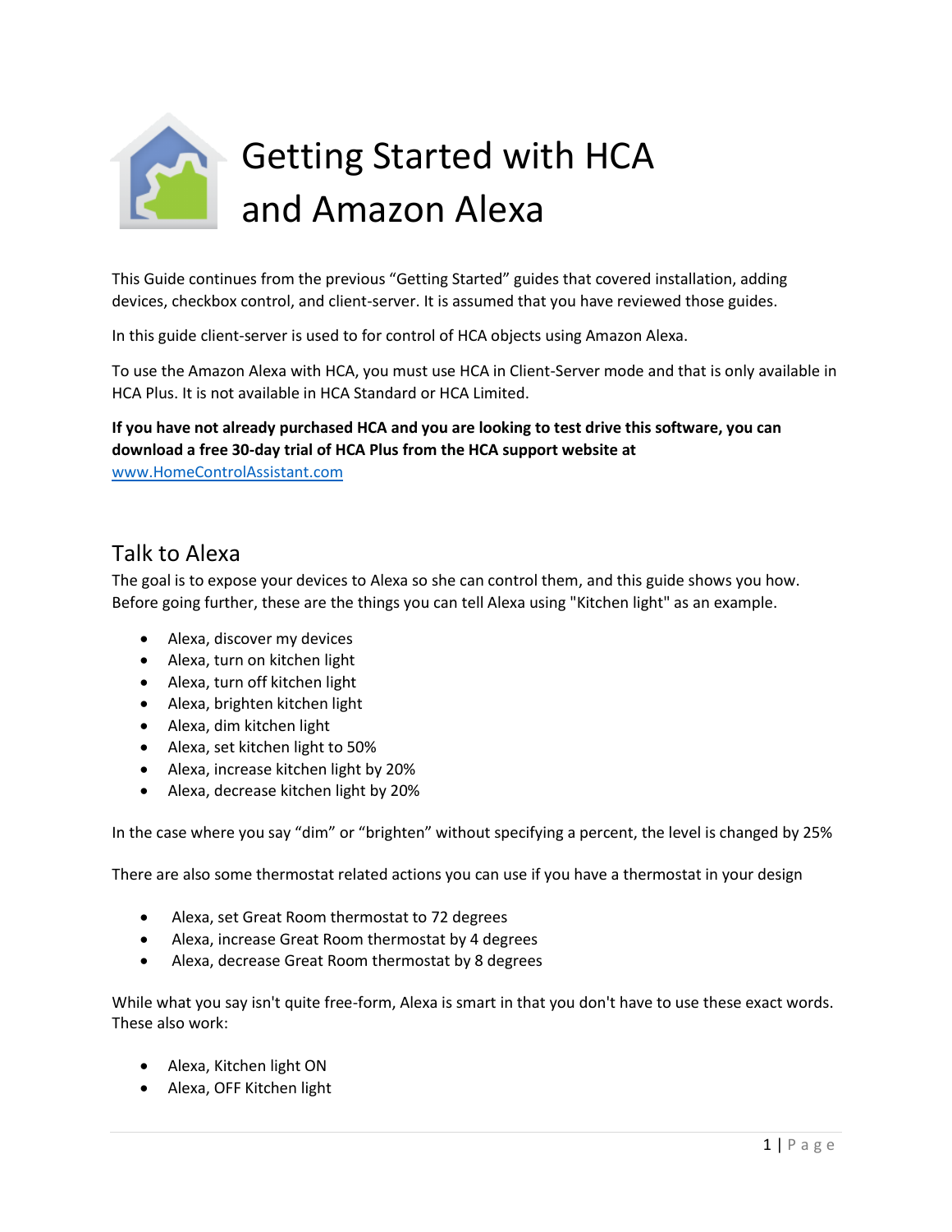# Getting Started with HCA and Amazon Alexa

This Guide continues from the previous "Getting Started" guides that covered installation, adding devices, checkbox control, and client-server. It is assumed that you have reviewed those guides.

In this guide client-server is used to for control of HCA objects using Amazon Alexa.

To use the Amazon Alexa with HCA, you must use HCA in Client-Server mode and that is only available in HCA Plus. It is not available in HCA Standard or HCA Limited.

**If you have not already purchased HCA and you are looking to test drive this software, you can download a free 30-day trial of HCA Plus from the HCA support website at** [www.HomeControlAssistant.com](http://www.HomeControlAssistant.com)

## Talk to Alexa

The goal is to expose your devices to Alexa so she can control them, and this guide shows you how. Before going further, these are the things you can tell Alexa using "Kitchen light" as an example.

- Alexa, discover my devices
- Alexa, turn on kitchen light
- Alexa, turn off kitchen light
- Alexa, brighten kitchen light
- Alexa, dim kitchen light
- Alexa, set kitchen light to 50%
- Alexa, increase kitchen light by 20%
- Alexa, decrease kitchen light by 20%

In the case where you say "dim" or "brighten" without specifying a percent, the level is changed by 25%

There are also some thermostat related actions you can use if you have a thermostat in your design

- Alexa, set Great Room thermostat to 72 degrees
- Alexa, increase Great Room thermostat by 4 degrees
- Alexa, decrease Great Room thermostat by 8 degrees

While what you say isn't quite free-form, Alexa is smart in that you don't have to use these exact words. These also work:

- Alexa, Kitchen light ON
- Alexa, OFF Kitchen light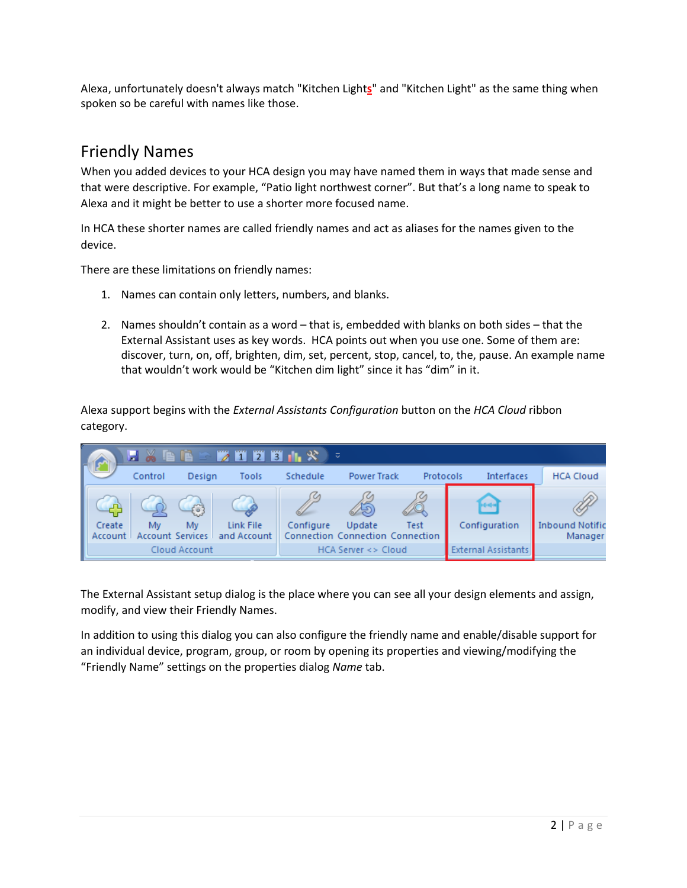Alexa, unfortunately doesn't always match "Kitchen Lights" and "Kitchen Light" as the same thing when spoken so be careful with names like those.

## Friendly Names

When you added devices to your HCA design you may have named them in ways that made sense and that were descriptive. For example, “Patio light northwest corner”. But that’s a long name to speak to Alexa and it might be better to use a shorter more focused name.

In HCA these shorter names are called friendly names and act as aliases for the names given to the device.

There are these limitations on friendly names:

1. Names can contain only letters, numbers, and blanks.

2. Names shouldn’t contain as a word – that is, embedded with blanks on both sides – that the External Assistant uses as key words. HCA points out when you use one. Some of them are: discover, turn, on, off, brighten, dim, set, percent, stop, cancel, to, the, pause. An example name that wouldn’t work would be “Kitchen dim light” since it has “dim” in it.

Alexa support begins with the *External Assistants Configuration* button on the *HCA Cloud* ribbon category.

Control Design Tools Schedule Power Track Protocols Interfaces HCA Cloud

Create Account | My Account | My Services | Link File and Account
Cloud Account

Configure Connection | Update Connection | Test Connection
HCA Server <> Cloud

Configuration
External Assistants

Inbound Notific Manager

The External Assistant setup dialog is the place where you can see all your design elements and assign, modify, and view their Friendly Names.

In addition to using this dialog you can also configure the friendly name and enable/disable support for an individual device, program, group, or room by opening its properties and viewing/modifying the “Friendly Name” settings on the properties dialog *Name* tab.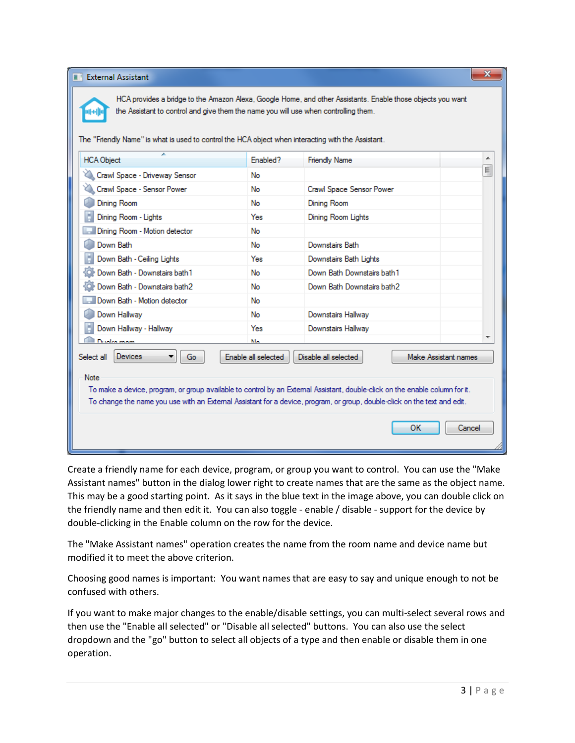External Assistant

HCA provides a bridge to the Amazon Alexa, Google Home, and other Assistants. Enable those objects you want the Assistant to control and give them the name you will use when controlling them.

The "Friendly Name" is what is used to control the HCA object when interacting with the Assistant.

| HCA Object | Enabled? | Friendly Name |
| --- | --- | --- |
| Crawl Space - Driveway Sensor | No | |
| Crawl Space - Sensor Power | No | Crawl Space Sensor Power |
| Dining Room | No | Dining Room |
| Dining Room - Lights | Yes | Dining Room Lights |
| Dining Room - Motion detector | No | |
| Down Bath | No | Downstairs Bath |
| Down Bath - Ceiling Lights | Yes | Downstairs Bath Lights |
| Down Bath - Downstairs bath1 | No | Down Bath Downstairs bath1 |
| Down Bath - Downstairs bath2 | No | Down Bath Downstairs bath2 |
| Down Bath - Motion detector | No | |
| Down Hallway | No | Downstairs Hallway |
| Down Hallway - Hallway | Yes | Downstairs Hallway |

Select all [Devices] [Go] [Enable all selected] [Disable all selected] [Make Assistant names]

Note

To make a device, program, or group available to control by an External Assistant, double-click on the enable column for it.
To change the name you use with an External Assistant for a device, program, or group, double-click on the text and edit.

[OK] [Cancel]

Create a friendly name for each device, program, or group you want to control. You can use the "Make Assistant names" button in the dialog lower right to create names that are the same as the object name. This may be a good starting point. As it says in the blue text in the image above, you can double click on the friendly name and then edit it. You can also toggle - enable / disable - support for the device by double-clicking in the Enable column on the row for the device.

The "Make Assistant names" operation creates the name from the room name and device name but modified it to meet the above criterion.

Choosing good names is important: You want names that are easy to say and unique enough to not be confused with others.

If you want to make major changes to the enable/disable settings, you can multi-select several rows and then use the "Enable all selected" or "Disable all selected" buttons. You can also use the select dropdown and the "go" button to select all objects of a type and then enable or disable them in one operation.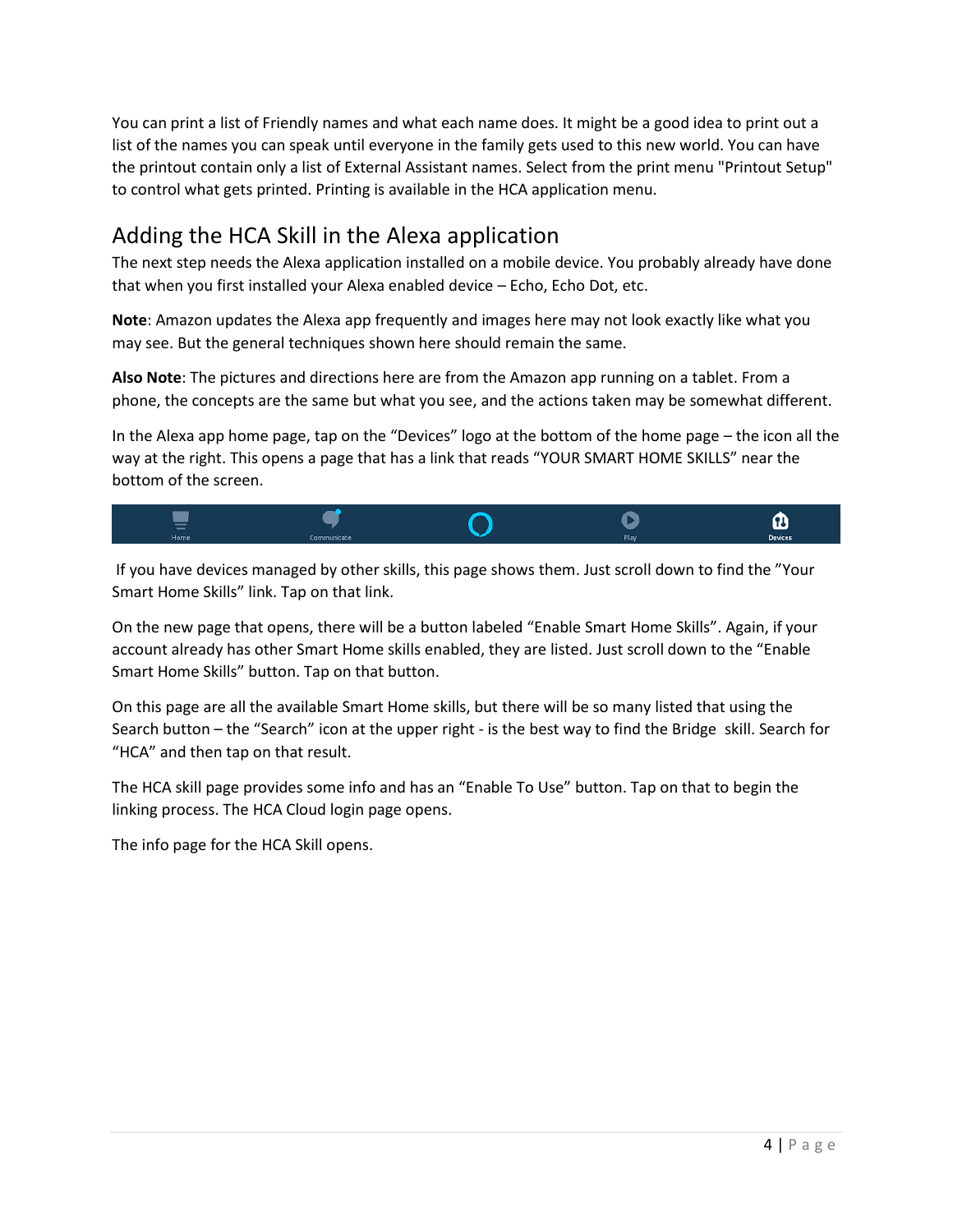You can print a list of Friendly names and what each name does. It might be a good idea to print out a list of the names you can speak until everyone in the family gets used to this new world. You can have the printout contain only a list of External Assistant names. Select from the print menu "Printout Setup" to control what gets printed. Printing is available in the HCA application menu.

## Adding the HCA Skill in the Alexa application

The next step needs the Alexa application installed on a mobile device. You probably already have done that when you first installed your Alexa enabled device – Echo, Echo Dot, etc.

**Note**: Amazon updates the Alexa app frequently and images here may not look exactly like what you may see. But the general techniques shown here should remain the same.

**Also Note**: The pictures and directions here are from the Amazon app running on a tablet. From a phone, the concepts are the same but what you see, and the actions taken may be somewhat different.

In the Alexa app home page, tap on the "Devices" logo at the bottom of the home page – the icon all the way at the right. This opens a page that has a link that reads "YOUR SMART HOME SKILLS" near the bottom of the screen.

If you have devices managed by other skills, this page shows them. Just scroll down to find the "Your Smart Home Skills" link. Tap on that link.

On the new page that opens, there will be a button labeled "Enable Smart Home Skills". Again, if your account already has other Smart Home skills enabled, they are listed. Just scroll down to the "Enable Smart Home Skills" button. Tap on that button.

On this page are all the available Smart Home skills, but there will be so many listed that using the Search button – the "Search" icon at the upper right - is the best way to find the Bridge skill. Search for "HCA" and then tap on that result.

The HCA skill page provides some info and has an "Enable To Use" button. Tap on that to begin the linking process. The HCA Cloud login page opens.

The info page for the HCA Skill opens.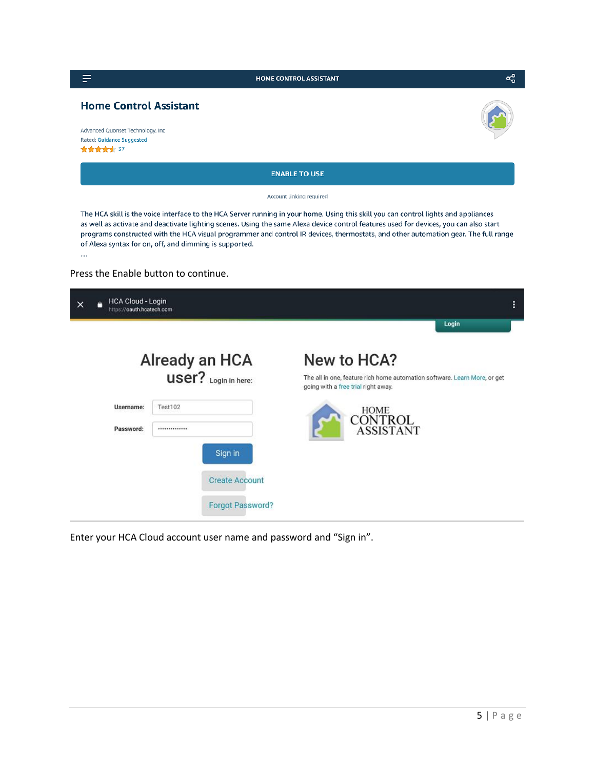HOME CONTROL ASSISTANT

## Home Control Assistant

Advanced Quonset Technology, Inc
Rated: Guidance Suggested
37

ENABLE TO USE

Account linking required

The HCA skill is the voice interface to the HCA Server running in your home. Using this skill you can control lights and appliances as well as activate and deactivate lighting scenes. Using the same Alexa device control features used for devices, you can also start programs constructed with the HCA visual programmer and control IR devices, thermostats, and other automation gear. The full range of Alexa syntax for on, off, and dimming is supported.
...

Press the Enable button to continue.

HCA Cloud - Login
https://oauth.hcatech.com

Login

Already an HCA user? Login in here:

Username: Test102

Password: ••••••••••••••

Sign in

Create Account

Forgot Password?

New to HCA?

The all in one, feature rich home automation software. Learn More, or get going with a free trial right away.

HOME CONTROL ASSISTANT

Enter your HCA Cloud account user name and password and “Sign in”.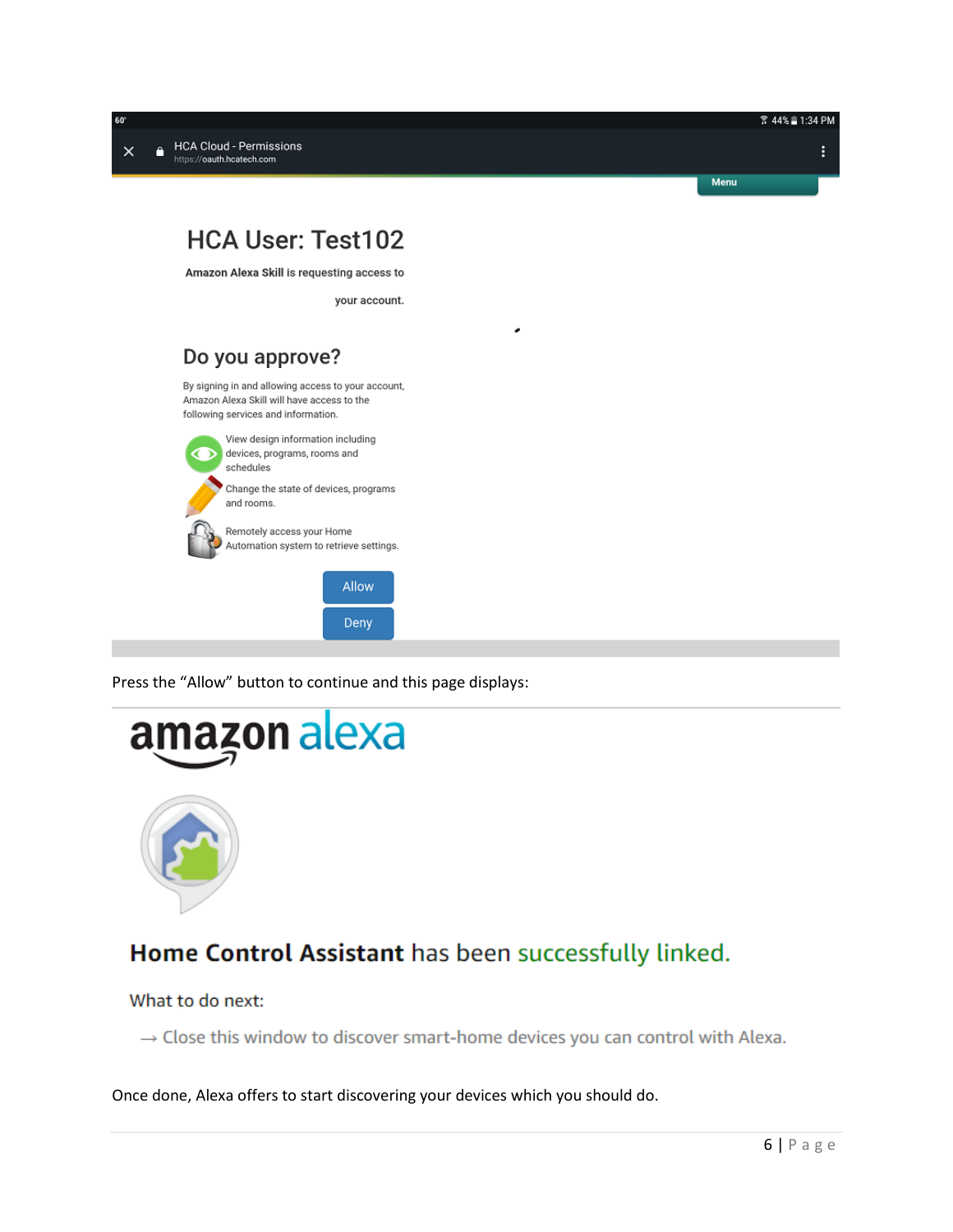60° 44% 1:34 PM

HCA Cloud - Permissions
https://oauth.hcatech.com

Menu

## HCA User: Test102

**Amazon Alexa Skill** is requesting access to your account.

## Do you approve?

By signing in and allowing access to your account, Amazon Alexa Skill will have access to the following services and information.

- View design information including devices, programs, rooms and schedules
- Change the state of devices, programs and rooms.
- Remotely access your Home Automation system to retrieve settings.

Allow

Deny

Press the "Allow" button to continue and this page displays:

amazon alexa

**Home Control Assistant** has been successfully linked.

What to do next:

→ Close this window to discover smart-home devices you can control with Alexa.

Once done, Alexa offers to start discovering your devices which you should do.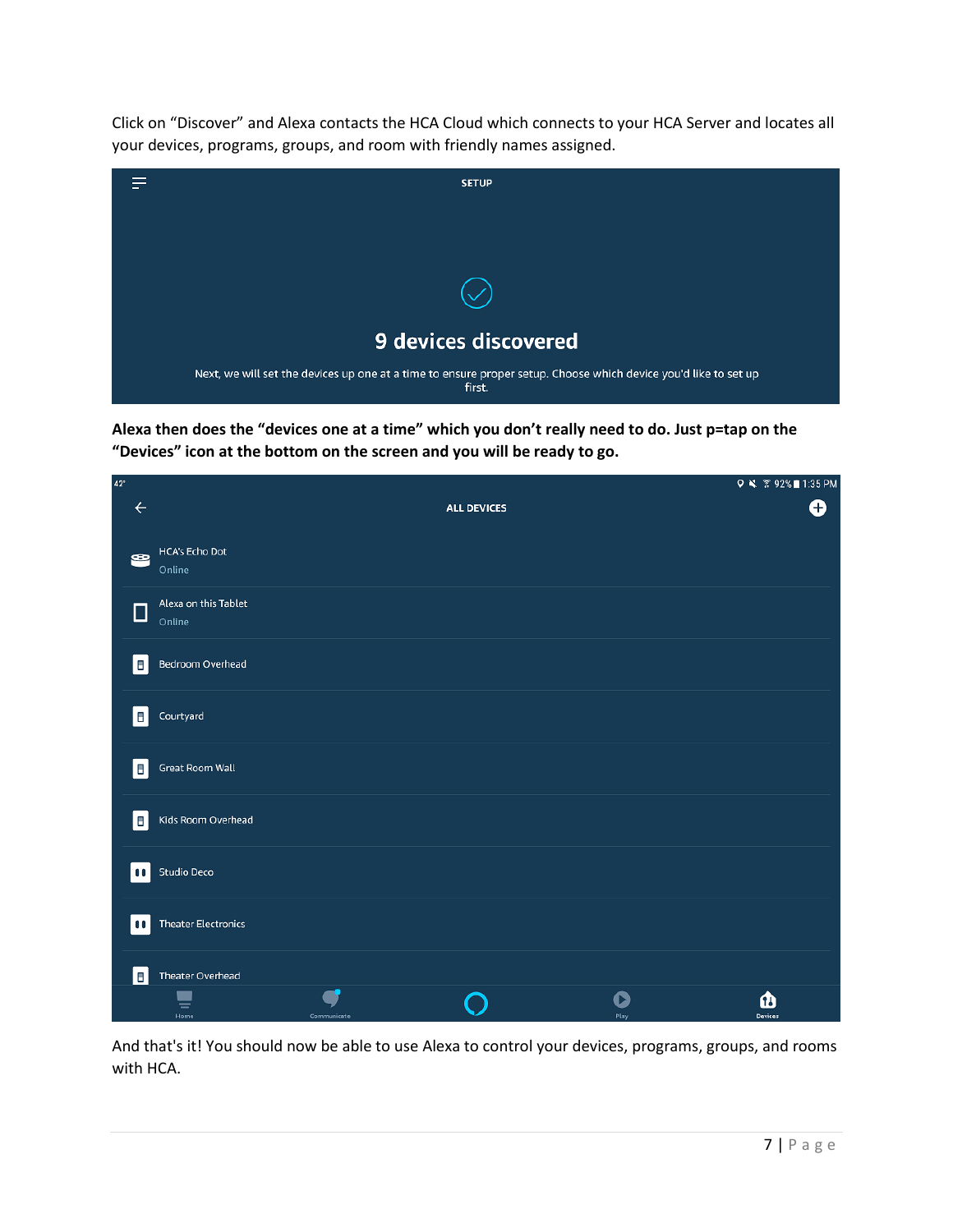Click on "Discover" and Alexa contacts the HCA Cloud which connects to your HCA Server and locates all your devices, programs, groups, and room with friendly names assigned.

**Alexa then does the "devices one at a time" which you don't really need to do. Just p=tap on the "Devices" icon at the bottom on the screen and you will be ready to go.**

And that's it! You should now be able to use Alexa to control your devices, programs, groups, and rooms with HCA.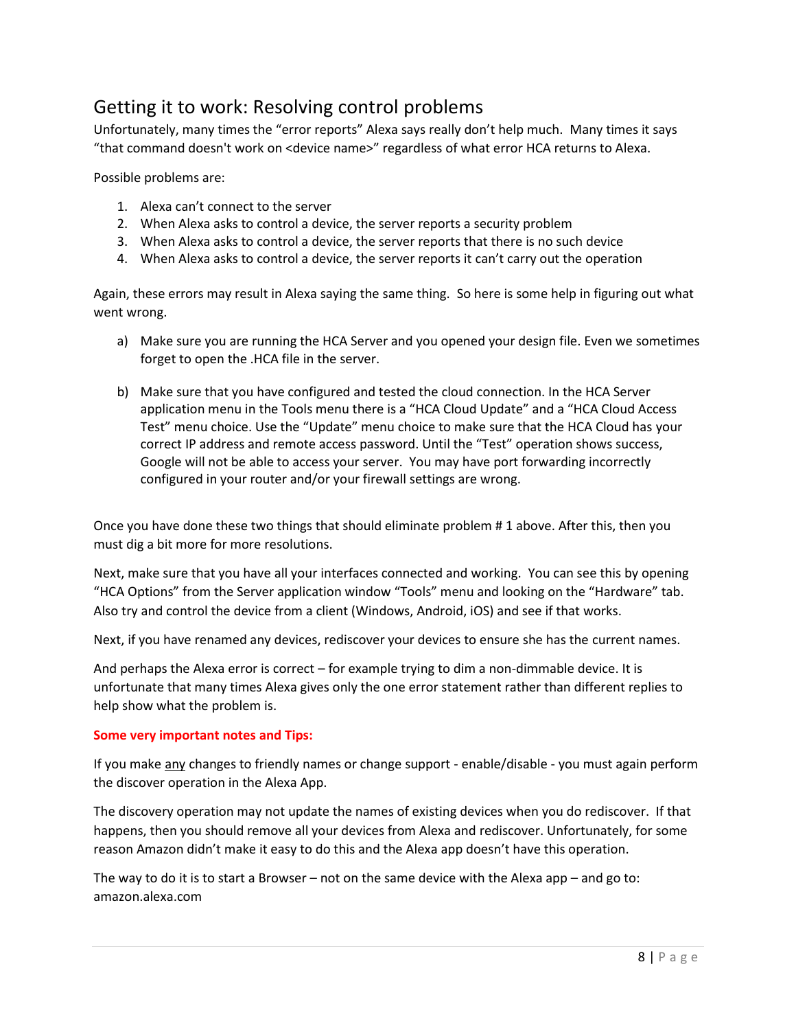## Getting it to work: Resolving control problems

Unfortunately, many times the "error reports" Alexa says really don't help much. Many times it says "that command doesn't work on <device name>" regardless of what error HCA returns to Alexa.

Possible problems are:

1. Alexa can't connect to the server
2. When Alexa asks to control a device, the server reports a security problem
3. When Alexa asks to control a device, the server reports that there is no such device
4. When Alexa asks to control a device, the server reports it can't carry out the operation

Again, these errors may result in Alexa saying the same thing. So here is some help in figuring out what went wrong.

a) Make sure you are running the HCA Server and you opened your design file. Even we sometimes forget to open the .HCA file in the server.

b) Make sure that you have configured and tested the cloud connection. In the HCA Server application menu in the Tools menu there is a "HCA Cloud Update" and a "HCA Cloud Access Test" menu choice. Use the "Update" menu choice to make sure that the HCA Cloud has your correct IP address and remote access password. Until the "Test" operation shows success, Google will not be able to access your server. You may have port forwarding incorrectly configured in your router and/or your firewall settings are wrong.

Once you have done these two things that should eliminate problem # 1 above. After this, then you must dig a bit more for more resolutions.

Next, make sure that you have all your interfaces connected and working. You can see this by opening "HCA Options" from the Server application window "Tools" menu and looking on the "Hardware" tab. Also try and control the device from a client (Windows, Android, iOS) and see if that works.

Next, if you have renamed any devices, rediscover your devices to ensure she has the current names.

And perhaps the Alexa error is correct – for example trying to dim a non-dimmable device. It is unfortunate that many times Alexa gives only the one error statement rather than different replies to help show what the problem is.

**Some very important notes and Tips:**

If you make <u>any</u> changes to friendly names or change support - enable/disable - you must again perform the discover operation in the Alexa App.

The discovery operation may not update the names of existing devices when you do rediscover. If that happens, then you should remove all your devices from Alexa and rediscover. Unfortunately, for some reason Amazon didn't make it easy to do this and the Alexa app doesn't have this operation.

The way to do it is to start a Browser – not on the same device with the Alexa app – and go to: amazon.alexa.com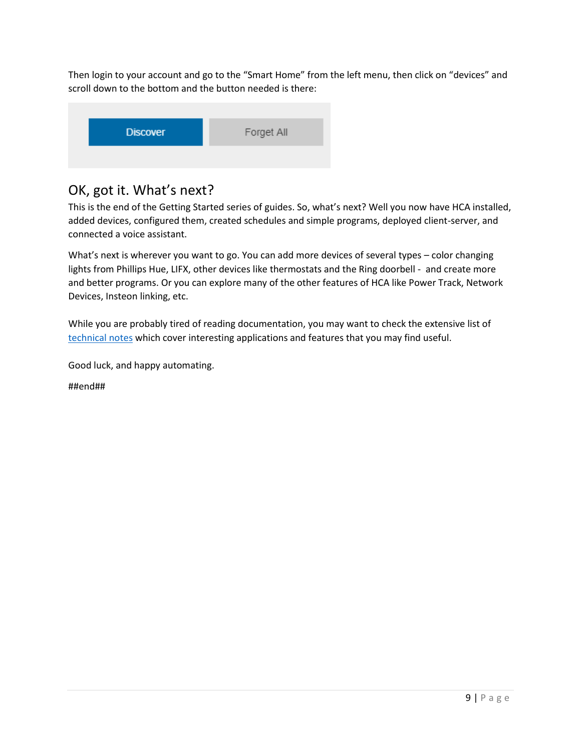Then login to your account and go to the "Smart Home" from the left menu, then click on "devices" and scroll down to the bottom and the button needed is there:

Discover

Forget All

## OK, got it. What's next?

This is the end of the Getting Started series of guides. So, what's next? Well you now have HCA installed, added devices, configured them, created schedules and simple programs, deployed client-server, and connected a voice assistant.

What's next is wherever you want to go. You can add more devices of several types – color changing lights from Phillips Hue, LIFX, other devices like thermostats and the Ring doorbell - and create more and better programs. Or you can explore many of the other features of HCA like Power Track, Network Devices, Insteon linking, etc.

While you are probably tired of reading documentation, you may want to check the extensive list of technical notes which cover interesting applications and features that you may find useful.

Good luck, and happy automating.

##end##